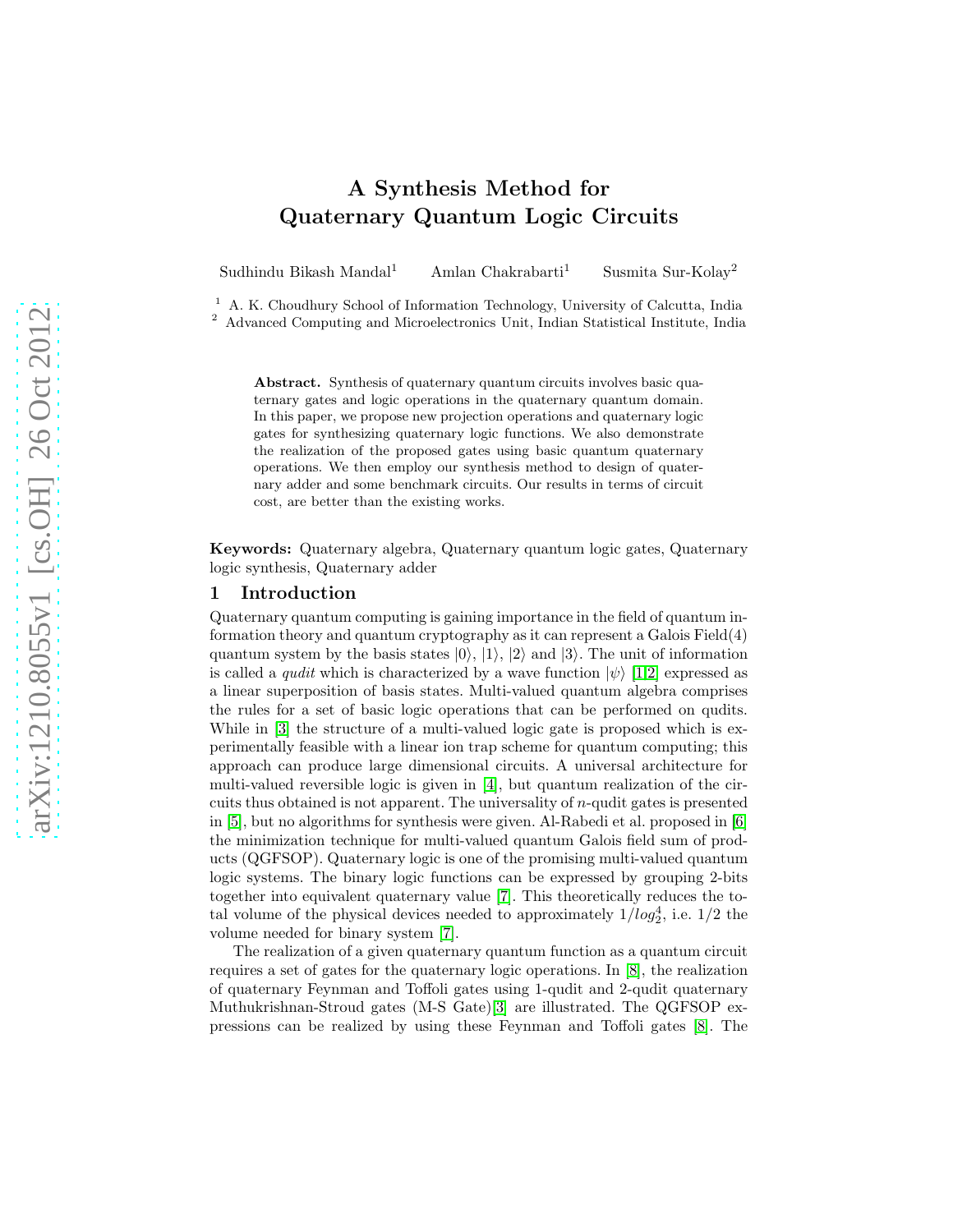# A Synthesis Method for Quaternary Quantum Logic Circuits

Sudhindu Bikash Mandal[1] Amlan Chakrabarti[1] Susmita Sur-Kolay[2]

[1] A. K. Choudhury School of Information Technology, University of Calcutta, India
[2] Advanced Computing and Microelectronics Unit, Indian Statistical Institute, India

**Abstract.** Synthesis of quaternary quantum circuits involves basic quaternary gates and logic operations in the quaternary quantum domain. In this paper, we propose new projection operations and quaternary logic gates for synthesizing quaternary logic functions. We also demonstrate the realization of the proposed gates using basic quantum quaternary operations. We then employ our synthesis method to design of quaternary adder and some benchmark circuits. Our results in terms of circuit cost, are better than the existing works.

**Keywords:** Quaternary algebra, Quaternary quantum logic gates, Quaternary logic synthesis, Quaternary adder

## 1 Introduction

Quaternary quantum computing is gaining importance in the field of quantum information theory and quantum cryptography as it can represent a Galois Field(4) quantum system by the basis states $|0\rangle$, $|1\rangle$, $|2\rangle$ and $|3\rangle$. The unit of information is called a *qudit* which is characterized by a wave function $|\psi\rangle$ [1,2] expressed as a linear superposition of basis states. Multi-valued quantum algebra comprises the rules for a set of basic logic operations that can be performed on qudits. While in [3] the structure of a multi-valued logic gate is proposed which is experimentally feasible with a linear ion trap scheme for quantum computing; this approach can produce large dimensional circuits. A universal architecture for multi-valued reversible logic is given in [4], but quantum realization of the circuits thus obtained is not apparent. The universality of $n$-qudit gates is presented in [5], but no algorithms for synthesis were given. Al-Rabedi et al. proposed in [6] the minimization technique for multi-valued quantum Galois field sum of products (QGFSOP). Quaternary logic is one of the promising multi-valued quantum logic systems. The binary logic functions can be expressed by grouping 2-bits together into equivalent quaternary value [7]. This theoretically reduces the total volume of the physical devices needed to approximately $1/log_2^4$, i.e. 1/2 the volume needed for binary system [7].

The realization of a given quaternary quantum function as a quantum circuit requires a set of gates for the quaternary logic operations. In [8], the realization of quaternary Feynman and Toffoli gates using 1-qudit and 2-qudit quaternary Muthukrishnan-Stroud gates (M-S Gate)[3] are illustrated. The QGFSOP expressions can be realized by using these Feynman and Toffoli gates [8]. The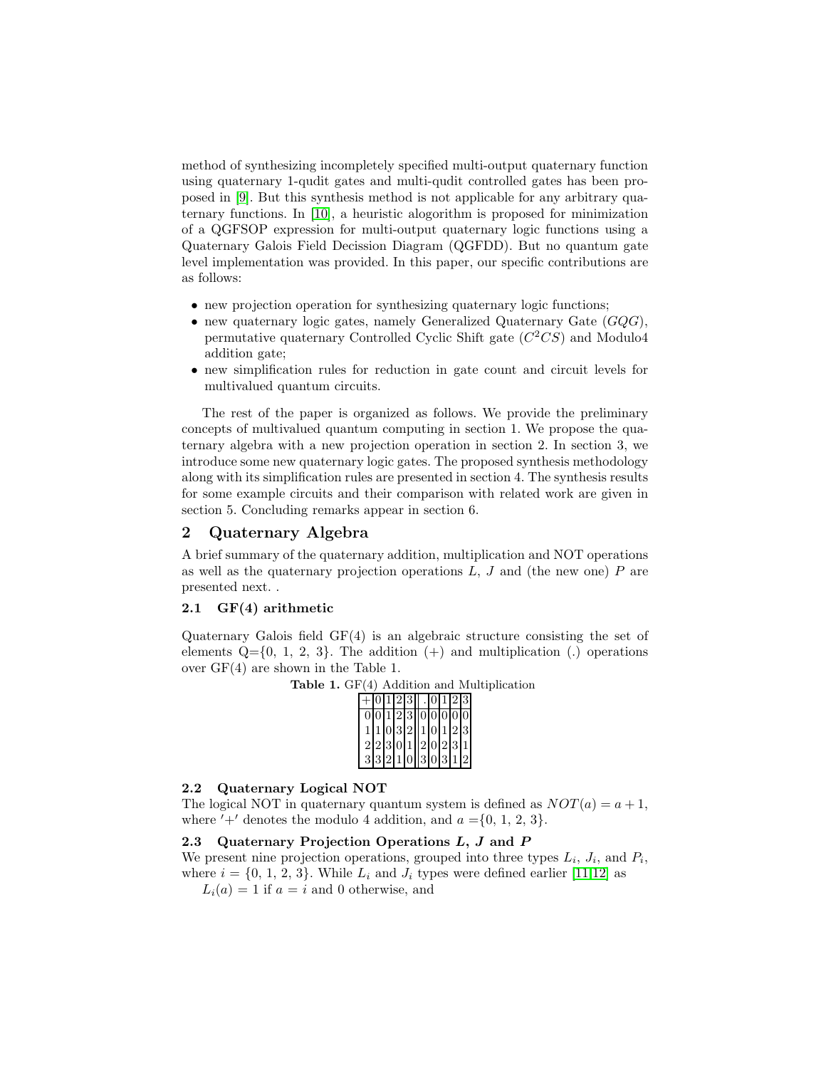method of synthesizing incompletely specified multi-output quaternary function using quaternary 1-qudit gates and multi-qudit controlled gates has been proposed in [9]. But this synthesis method is not applicable for any arbitrary quaternary functions. In [10], a heuristic alogorithm is proposed for minimization of a QGFSOP expression for multi-output quaternary logic functions using a Quaternary Galois Field Decission Diagram (QGFDD). But no quantum gate level implementation was provided. In this paper, our specific contributions are as follows:

- new projection operation for synthesizing quaternary logic functions;
- new quaternary logic gates, namely Generalized Quaternary Gate ($GQG$), permutative quaternary Controlled Cyclic Shift gate ($C^2CS$) and Modulo4 addition gate;
- new simplification rules for reduction in gate count and circuit levels for multivalued quantum circuits.

The rest of the paper is organized as follows. We provide the preliminary concepts of multivalued quantum computing in section 1. We propose the quaternary algebra with a new projection operation in section 2. In section 3, we introduce some new quaternary logic gates. The proposed synthesis methodology along with its simplification rules are presented in section 4. The synthesis results for some example circuits and their comparison with related work are given in section 5. Concluding remarks appear in section 6.

## 2 Quaternary Algebra

A brief summary of the quaternary addition, multiplication and NOT operations as well as the quaternary projection operations $L$, $J$ and (the new one) $P$ are presented next. .

### 2.1 GF(4) arithmetic

Quaternary Galois field GF(4) is an algebraic structure consisting the set of elements Q={0, 1, 2, 3}. The addition (+) and multiplication (.) operations over GF(4) are shown in the Table 1.

**Table 1.** GF(4) Addition and Multiplication

| + | 0 | 1 | 2 | 3 | . | 0 | 1 | 2 | 3 |
|---|---|---|---|---|---|---|---|---|---|
| 0 | 0 | 1 | 2 | 3 | 0 | 0 | 0 | 0 | 0 |
| 1 | 1 | 0 | 3 | 2 | 1 | 0 | 1 | 2 | 3 |
| 2 | 2 | 3 | 0 | 1 | 2 | 0 | 2 | 3 | 1 |
| 3 | 3 | 2 | 1 | 0 | 3 | 0 | 3 | 1 | 2 |

### 2.2 Quaternary Logical NOT

The logical NOT in quaternary quantum system is defined as $NOT(a) = a + 1$, where $'+'$ denotes the modulo 4 addition, and $a$ ={0, 1, 2, 3}.

### 2.3 Quaternary Projection Operations $L$, $J$ and $P$

We present nine projection operations, grouped into three types $L_i$, $J_i$, and $P_i$, where $i$ = {0, 1, 2, 3}. While $L_i$ and $J_i$ types were defined earlier [11,12] as

$L_i(a) = 1$ if $a = i$ and 0 otherwise, and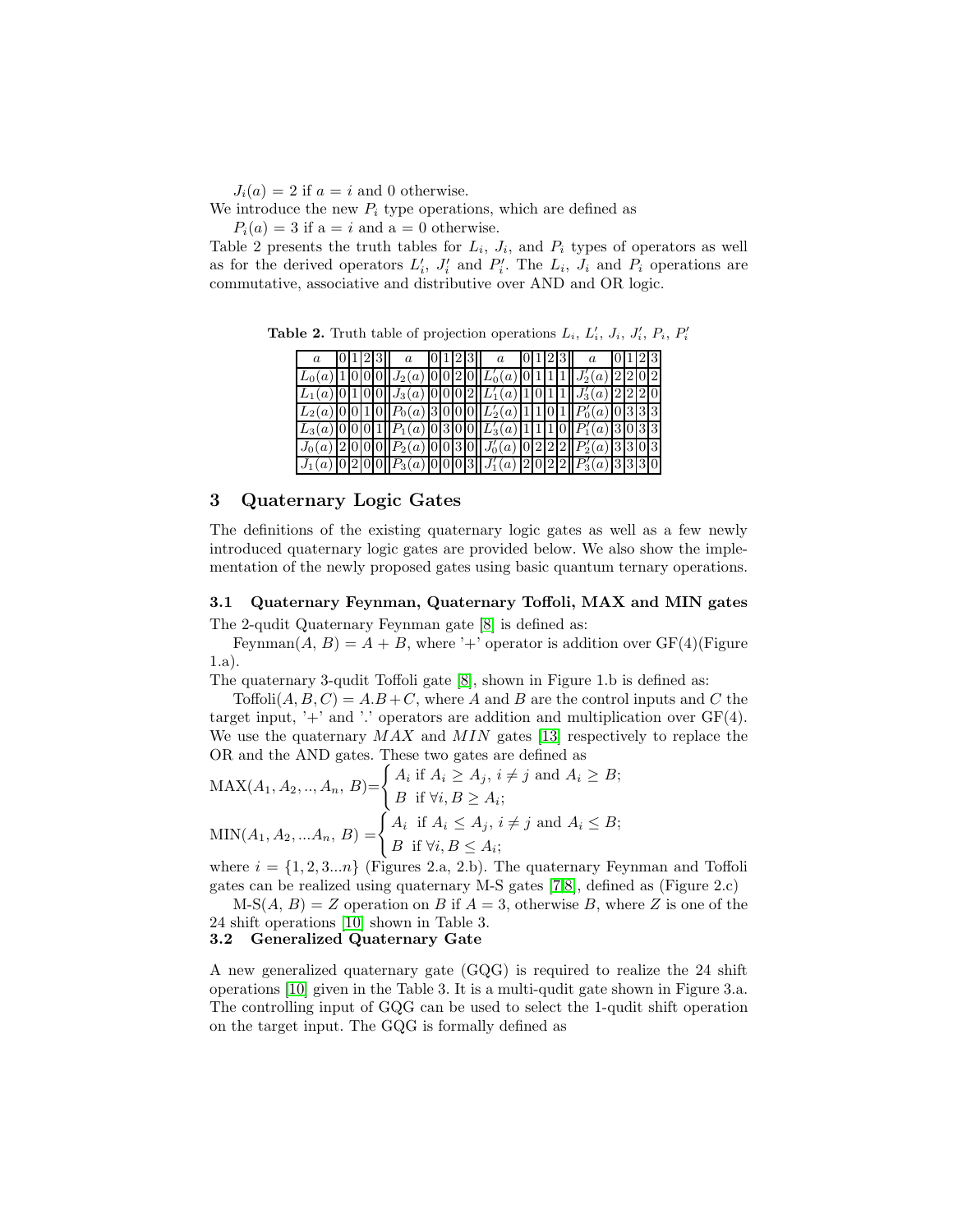$J_i(a) = 2$ if $a = i$ and 0 otherwise.

We introduce the new $P_i$ type operations, which are defined as

$P_i(a) = 3$ if a = $i$ and a = 0 otherwise.

Table 2 presents the truth tables for $L_i$, $J_i$, and $P_i$ types of operators as well as for the derived operators $L'_i$, $J'_i$ and $P'_i$. The $L_i$, $J_i$ and $P_i$ operations are commutative, associative and distributive over AND and OR logic.

**Table 2.** Truth table of projection operations $L_i$, $L'_i$, $J_i$, $J'_i$, $P_i$, $P'_i$

| $a$ | 0 | 1 | 2 | 3 | $a$ | 0 | 1 | 2 | 3 | $a$ | 0 | 1 | 2 | 3 | $a$ | 0 | 1 | 2 | 3 |
|---|---|---|---|---|---|---|---|---|---|---|---|---|---|---|---|---|---|---|---|
| $L_0(a)$ | 1 | 0 | 0 | 0 | $J_2(a)$ | 0 | 0 | 2 | 0 | $L'_0(a)$ | 0 | 1 | 1 | 1 | $J'_2(a)$ | 2 | 2 | 0 | 2 |
| $L_1(a)$ | 0 | 1 | 0 | 0 | $J_3(a)$ | 0 | 0 | 0 | 2 | $L'_1(a)$ | 1 | 0 | 1 | 1 | $J'_3(a)$ | 2 | 2 | 2 | 0 |
| $L_2(a)$ | 0 | 0 | 1 | 0 | $P_0(a)$ | 3 | 0 | 0 | 0 | $L'_2(a)$ | 1 | 1 | 0 | 1 | $P'_0(a)$ | 0 | 3 | 3 | 3 |
| $L_3(a)$ | 0 | 0 | 0 | 1 | $P_1(a)$ | 0 | 3 | 0 | 0 | $L'_3(a)$ | 1 | 1 | 1 | 0 | $P'_1(a)$ | 3 | 0 | 3 | 3 |
| $J_0(a)$ | 2 | 0 | 0 | 0 | $P_2(a)$ | 0 | 0 | 3 | 0 | $J'_0(a)$ | 0 | 2 | 2 | 2 | $P'_2(a)$ | 3 | 3 | 0 | 3 |
| $J_1(a)$ | 0 | 2 | 0 | 0 | $P_3(a)$ | 0 | 0 | 0 | 3 | $J'_1(a)$ | 2 | 0 | 2 | 2 | $P'_3(a)$ | 3 | 3 | 3 | 0 |

## 3 Quaternary Logic Gates

The definitions of the existing quaternary logic gates as well as a few newly introduced quaternary logic gates are provided below. We also show the implementation of the newly proposed gates using basic quantum ternary operations.

### 3.1 Quaternary Feynman, Quaternary Toffoli, MAX and MIN gates

The 2-qudit Quaternary Feynman gate [8] is defined as:

Feynman($A$, $B$) = $A + B$, where '+' operator is addition over GF(4)(Figure 1.a).

The quaternary 3-qudit Toffoli gate [8], shown in Figure 1.b is defined as:

Toffoli($A, B, C$) = $A.B + C$, where $A$ and $B$ are the control inputs and $C$ the target input, '+' and '.' operators are addition and multiplication over GF(4). We use the quaternary $MAX$ and $MIN$ gates [13] respectively to replace the OR and the AND gates. These two gates are defined as

$$\text{MAX}(A_1, A_2, .., A_n,\ B) = \begin{cases} A_i \text{ if } A_i \geq A_j,\ i \neq j \text{ and } A_i \geq B; \\ B \text{ if } \forall i, B \geq A_i; \end{cases}$$

$$\text{MIN}(A_1, A_2, ...A_n,\ B) = \begin{cases} A_i \text{ if } A_i \leq A_j,\ i \neq j \text{ and } A_i \leq B; \\ B \text{ if } \forall i, B \leq A_i; \end{cases}$$

where $i = \{1, 2, 3...n\}$ (Figures 2.a, 2.b). The quaternary Feynman and Toffoli gates can be realized using quaternary M-S gates [7,8], defined as (Figure 2.c)

M-S($A$, $B$) = $Z$ operation on $B$ if $A = 3$, otherwise $B$, where $Z$ is one of the 24 shift operations [10] shown in Table 3.

### 3.2 Generalized Quaternary Gate

A new generalized quaternary gate (GQG) is required to realize the 24 shift operations [10] given in the Table 3. It is a multi-qudit gate shown in Figure 3.a. The controlling input of GQG can be used to select the 1-qudit shift operation on the target input. The GQG is formally defined as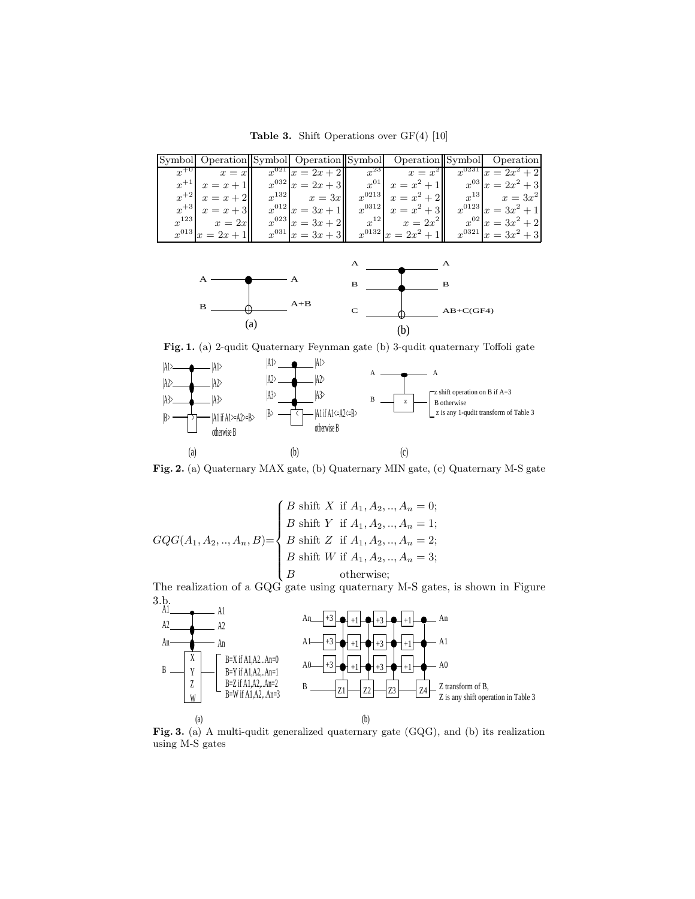**Table 3.** Shift Operations over GF(4) [10]

| Symbol | Operation | Symbol | Operation | Symbol | Operation | Symbol | Operation |
|---|---|---|---|---|---|---|---|
| $x^{+0}$ | $x = x$ | $x^{021}$ | $x = 2x + 2$ | $x^{23}$ | $x = x^2$ | $x^{0231}$ | $x = 2x^2 + 2$ |
| $x^{+1}$ | $x = x + 1$ | $x^{032}$ | $x = 2x + 3$ | $x^{01}$ | $x = x^2 + 1$ | $x^{03}$ | $x = 2x^2 + 3$ |
| $x^{+2}$ | $x = x + 2$ | $x^{132}$ | $x = 3x$ | $x^{0213}$ | $x = x^2 + 2$ | $x^{13}$ | $x = 3x^2$ |
| $x^{+3}$ | $x = x + 3$ | $x^{012}$ | $x = 3x + 1$ | $x^{0312}$ | $x = x^2 + 3$ | $x^{0123}$ | $x = 3x^2 + 1$ |
| $x^{123}$ | $x = 2x$ | $x^{023}$ | $x = 3x + 2$ | $x^{12}$ | $x = 2x^2$ | $x^{02}$ | $x = 3x^2 + 2$ |
| $x^{013}$ | $x = 2x + 1$ | $x^{031}$ | $x = 3x + 3$ | $x^{0132}$ | $x = 2x^2 + 1$ | $x^{0321}$ | $x = 3x^2 + 3$ |

**Fig. 1.** (a) 2-qudit Quaternary Feynman gate (b) 3-qudit quaternary Toffoli gate

**Fig. 2.** (a) Quaternary MAX gate, (b) Quaternary MIN gate, (c) Quaternary M-S gate

$$GQG(A_1, A_2, .., A_n, B) = \begin{cases} B \text{ shift } X \text{ if } A_1, A_2, .., A_n = 0; \\ B \text{ shift } Y \text{ if } A_1, A_2, .., A_n = 1; \\ B \text{ shift } Z \text{ if } A_1, A_2, .., A_n = 2; \\ B \text{ shift } W \text{ if } A_1, A_2, .., A_n = 3; \\ B \quad \text{otherwise;} \end{cases}$$

The realization of a GQG gate using quaternary M-S gates, is shown in Figure 3.b.

**Fig. 3.** (a) A multi-qudit generalized quaternary gate (GQG), and (b) its realization using M-S gates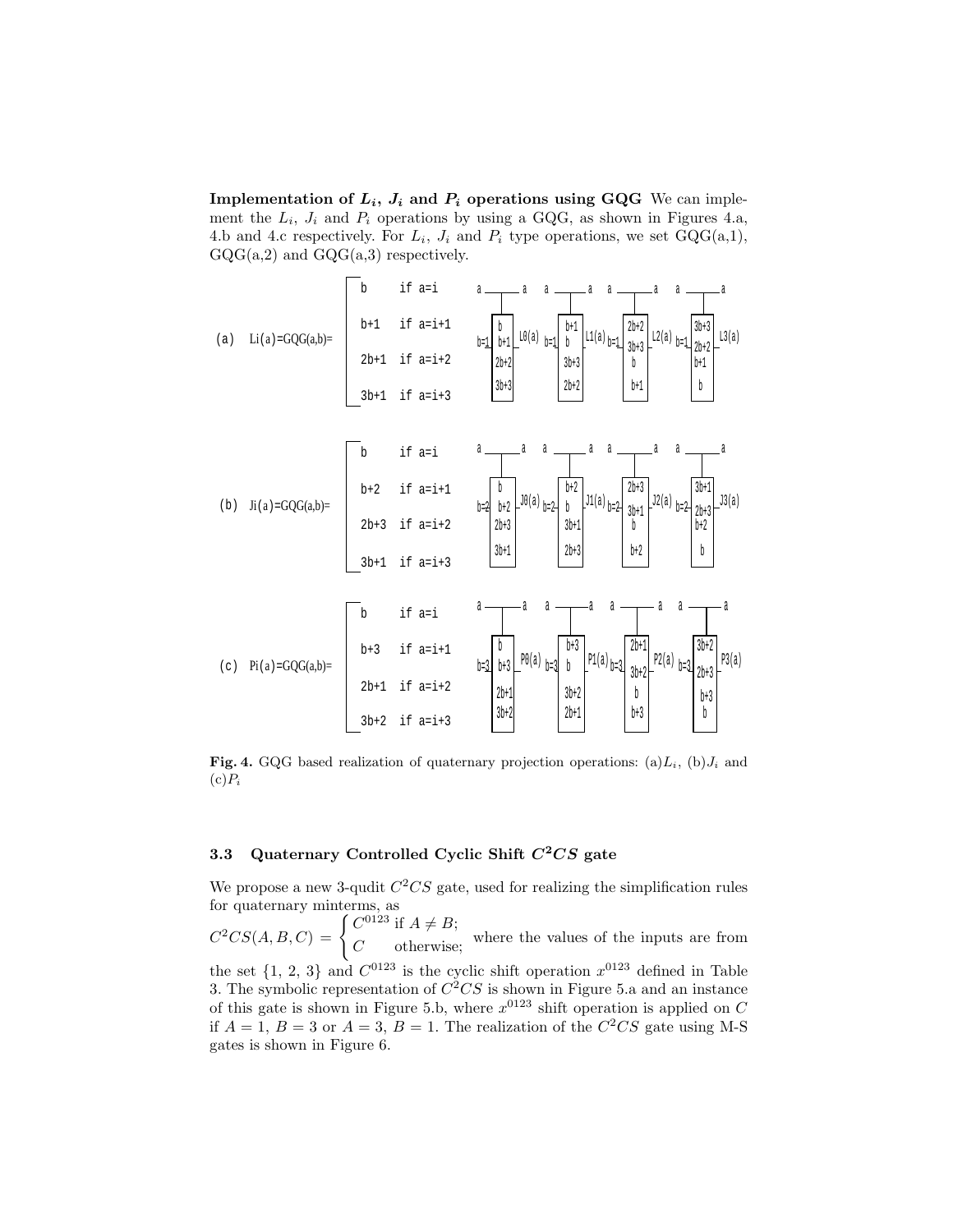**Implementation of $L_i$, $J_i$ and $P_i$ operations using GQG** We can implement the $L_i$, $J_i$ and $P_i$ operations by using a GQG, as shown in Figures 4.a, 4.b and 4.c respectively. For $L_i$, $J_i$ and $P_i$ type operations, we set GQG(a,1), GQG(a,2) and GQG(a,3) respectively.

(a) $L_i(a)=GQG(a,b)= \begin{cases} b & \text{if } a=i \\ b+1 & \text{if } a=i+1 \\ 2b+1 & \text{if } a=i+2 \\ 3b+1 & \text{if } a=i+3 \end{cases}$

(b) $J_i(a)=GQG(a,b)= \begin{cases} b & \text{if } a=i \\ b+2 & \text{if } a=i+1 \\ 2b+3 & \text{if } a=i+2 \\ 3b+1 & \text{if } a=i+3 \end{cases}$

(c) $P_i(a)=GQG(a,b)= \begin{cases} b & \text{if } a=i \\ b+3 & \text{if } a=i+1 \\ 2b+1 & \text{if } a=i+2 \\ 3b+2 & \text{if } a=i+3 \end{cases}$

**Fig. 4.** GQG based realization of quaternary projection operations: (a)$L_i$, (b)$J_i$ and (c)$P_i$

### 3.3 Quaternary Controlled Cyclic Shift $C^2CS$ gate

We propose a new 3-qudit $C^2CS$ gate, used for realizing the simplification rules for quaternary minterms, as

$C^2CS(A,B,C) = \begin{cases} C^{0123} & \text{if } A \neq B; \\ C & \text{otherwise;} \end{cases}$ where the values of the inputs are from the set {1, 2, 3} and $C^{0123}$ is the cyclic shift operation $x^{0123}$ defined in Table 3. The symbolic representation of $C^2CS$ is shown in Figure 5.a and an instance of this gate is shown in Figure 5.b, where $x^{0123}$ shift operation is applied on $C$ if $A = 1$, $B = 3$ or $A = 3$, $B = 1$. The realization of the $C^2CS$ gate using M-S gates is shown in Figure 6.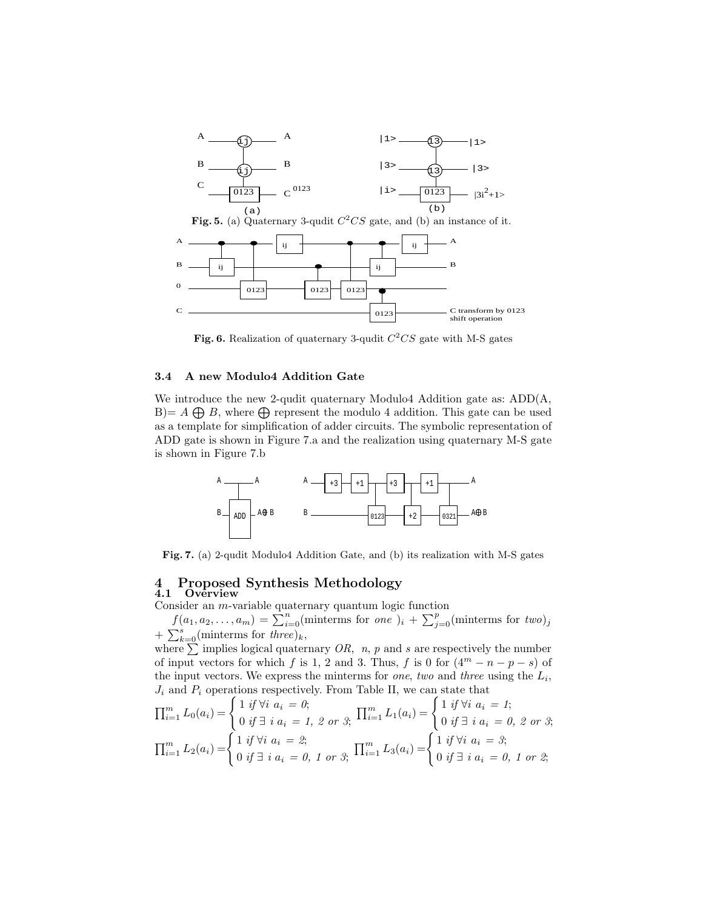**Fig. 5.** (a) Quaternary 3-qudit $C^2CS$ gate, and (b) an instance of it.

**Fig. 6.** Realization of quaternary 3-qudit $C^2CS$ gate with M-S gates

### 3.4 A new Modulo4 Addition Gate

We introduce the new 2-qudit quaternary Modulo4 Addition gate as: ADD(A, B)= $A \bigoplus B$, where $\bigoplus$ represent the modulo 4 addition. This gate can be used as a template for simplification of adder circuits. The symbolic representation of ADD gate is shown in Figure 7.a and the realization using quaternary M-S gate is shown in Figure 7.b

**Fig. 7.** (a) 2-qudit Modulo4 Addition Gate, and (b) its realization with M-S gates

## 4 Proposed Synthesis Methodology

### 4.1 Overview

Consider an $m$-variable quaternary quantum logic function

$f(a_1, a_2, \ldots, a_m) = \sum_{i=0}^{n}(\text{minterms for } one\ )_i + \sum_{j=0}^{p}(\text{minterms for } two)_j + \sum_{k=0}^{s}(\text{minterms for } three)_k$,

where $\sum$ implies logical quaternary $OR$, $n$, $p$ and $s$ are respectively the number of input vectors for which $f$ is 1, 2 and 3. Thus, $f$ is 0 for $(4^m - n - p - s)$ of the input vectors. We express the minterms for *one*, *two* and *three* using the $L_i$, $J_i$ and $P_i$ operations respectively. From Table II, we can state that

$$\prod_{i=1}^{m} L_0(a_i) = \begin{cases} 1 \text{ if } \forall i\ a_i = 0; \\ 0 \text{ if } \exists\ i\ a_i = 1,\ 2 \text{ or } 3; \end{cases} \quad \prod_{i=1}^{m} L_1(a_i) = \begin{cases} 1 \text{ if } \forall i\ a_i = 1; \\ 0 \text{ if } \exists\ i\ a_i = 0,\ 2 \text{ or } 3; \end{cases}$$

$$\prod_{i=1}^{m} L_2(a_i) = \begin{cases} 1 \text{ if } \forall i\ a_i = 2; \\ 0 \text{ if } \exists\ i\ a_i = 0,\ 1 \text{ or } 3; \end{cases} \quad \prod_{i=1}^{m} L_3(a_i) = \begin{cases} 1 \text{ if } \forall i\ a_i = 3; \\ 0 \text{ if } \exists\ i\ a_i = 0,\ 1 \text{ or } 2; \end{cases}$$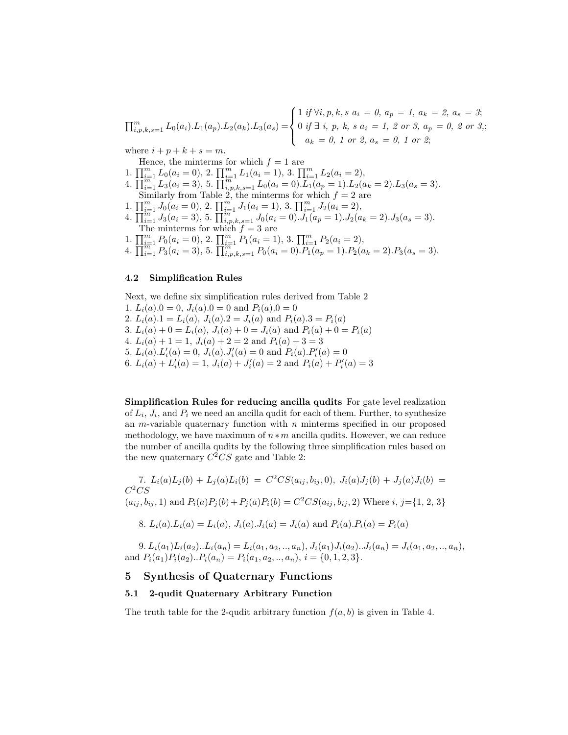$$\prod_{i,p,k,s=1}^{m} L_0(a_i).L_1(a_p).L_2(a_k).L_3(a_s) = \begin{cases} 1 \text{ if } \forall i, p, k, s \ a_i = 0,\ a_p = 1,\ a_k = 2,\ a_s = 3; \\ 0 \text{ if } \exists \ i,\ p,\ k,\ s \ a_i = 1,\ 2 \text{ or } 3,\ a_p = 0,\ 2 \text{ or } 3,; \\ \quad a_k = 0,\ 1 \text{ or } 2,\ a_s = 0,\ 1 \text{ or } 2; \end{cases}$$

where $i + p + k + s = m$.

Hence, the minterms for which $f = 1$ are

1. $\prod_{i=1}^{m} L_0(a_i = 0)$, 2. $\prod_{i=1}^{m} L_1(a_i = 1)$, 3. $\prod_{i=1}^{m} L_2(a_i = 2)$,
4. $\prod_{i=1}^{m} L_3(a_i = 3)$, 5. $\prod_{i,p,k,s=1}^{m} L_0(a_i = 0).L_1(a_p = 1).L_2(a_k = 2).L_3(a_s = 3)$.

Similarly from Table 2, the minterms for which $f = 2$ are

1. $\prod_{i=1}^{m} J_0(a_i = 0)$, 2. $\prod_{i=1}^{m} J_1(a_i = 1)$, 3. $\prod_{i=1}^{m} J_2(a_i = 2)$,
4. $\prod_{i=1}^{m} J_3(a_i = 3)$, 5. $\prod_{i,p,k,s=1}^{m} J_0(a_i = 0).J_1(a_p = 1).J_2(a_k = 2).J_3(a_s = 3)$.

The minterms for which $f = 3$ are

1. $\prod_{i=1}^{m} P_0(a_i = 0)$, 2. $\prod_{i=1}^{m} P_1(a_i = 1)$, 3. $\prod_{i=1}^{m} P_2(a_i = 2)$,
4. $\prod_{i=1}^{m} P_3(a_i = 3)$, 5. $\prod_{i,p,k,s=1}^{m} P_0(a_i = 0).P_1(a_p = 1).P_2(a_k = 2).P_3(a_s = 3)$.

### 4.2 Simplification Rules

Next, we define six simplification rules derived from Table 2

1. $L_i(a).0 = 0$, $J_i(a).0 = 0$ and $P_i(a).0 = 0$
2. $L_i(a).1 = L_i(a)$, $J_i(a).2 = J_i(a)$ and $P_i(a).3 = P_i(a)$
3. $L_i(a) + 0 = L_i(a)$, $J_i(a) + 0 = J_i(a)$ and $P_i(a) + 0 = P_i(a)$
4. $L_i(a) + 1 = 1$, $J_i(a) + 2 = 2$ and $P_i(a) + 3 = 3$
5. $L_i(a).L_i'(a) = 0$, $J_i(a).J_i'(a) = 0$ and $P_i(a).P_i'(a) = 0$
6. $L_i(a) + L_i'(a) = 1$, $J_i(a) + J_i'(a) = 2$ and $P_i(a) + P_i'(a) = 3$

**Simplification Rules for reducing ancilla qudits** For gate level realization of $L_i$, $J_i$, and $P_i$ we need an ancilla qudit for each of them. Further, to synthesize an $m$-variable quaternary function with $n$ minterms specified in our proposed methodology, we have maximum of $n * m$ ancilla qudits. However, we can reduce the number of ancilla qudits by the following three simplification rules based on the new quaternary $C^2CS$ gate and Table 2:

7. $L_i(a)L_j(b) + L_j(a)L_i(b) = C^2CS(a_{ij}, b_{ij}, 0)$, $J_i(a)J_j(b) + J_j(a)J_i(b) = C^2CS$ $(a_{ij}, b_{ij}, 1)$ and $P_i(a)P_j(b) + P_j(a)P_i(b) = C^2CS(a_{ij}, b_{ij}, 2)$ Where $i$, $j$={1, 2, 3}

8. $L_i(a).L_i(a) = L_i(a)$, $J_i(a).J_i(a) = J_i(a)$ and $P_i(a).P_i(a) = P_i(a)$

9. $L_i(a_1)L_i(a_2)..L_i(a_n) = L_i(a_1, a_2, .., a_n)$, $J_i(a_1)J_i(a_2)..J_i(a_n) = J_i(a_1, a_2, .., a_n)$, and $P_i(a_1)P_i(a_2)..P_i(a_n) = P_i(a_1, a_2, .., a_n)$, $i = \{0, 1, 2, 3\}$.

## 5 Synthesis of Quaternary Functions

### 5.1 2-qudit Quaternary Arbitrary Function

The truth table for the 2-qudit arbitrary function $f(a, b)$ is given in Table 4.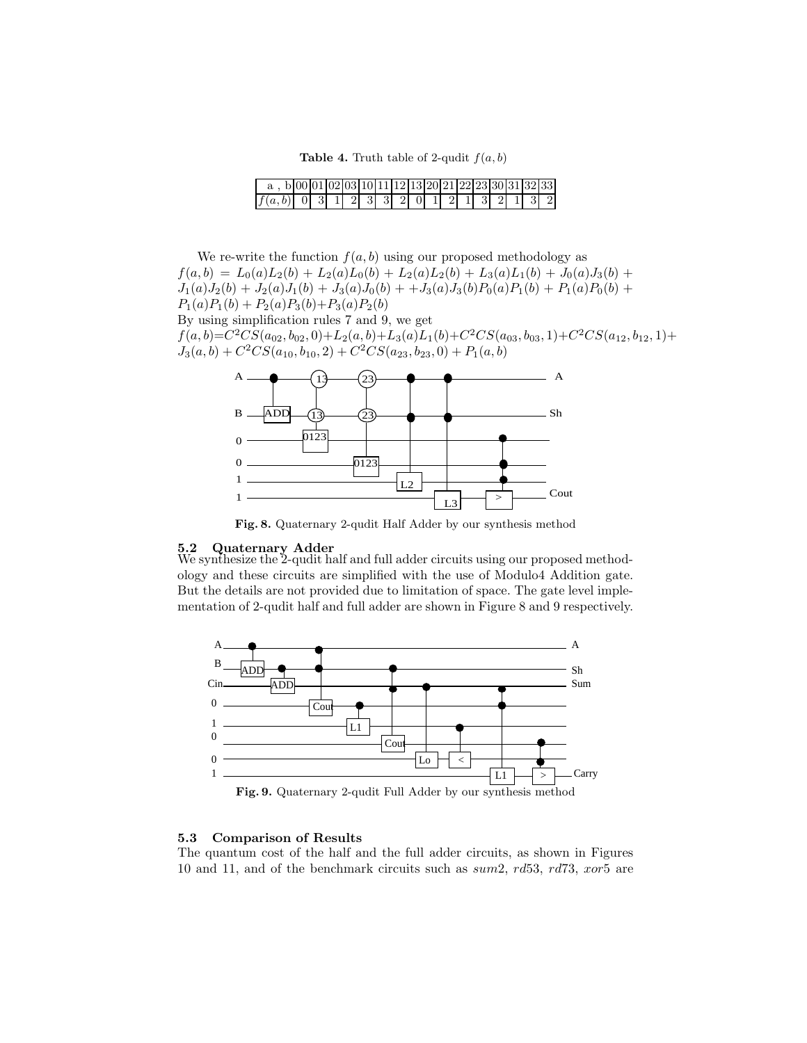**Table 4.** Truth table of 2-qudit $f(a,b)$

| a , b | 00 | 01 | 02 | 03 | 10 | 11 | 12 | 13 | 20 | 21 | 22 | 23 | 30 | 31 | 32 | 33 |
|---|---|---|---|---|---|---|---|---|---|---|---|---|---|---|---|---|
| $f(a,b)$ | 0 | 3 | 1 | 2 | 3 | 3 | 2 | 0 | 1 | 2 | 1 | 3 | 2 | 1 | 3 | 2 |

We re-write the function $f(a,b)$ using our proposed methodology as
$f(a,b) = L_0(a)L_2(b) + L_2(a)L_0(b) + L_2(a)L_2(b) + L_3(a)L_1(b) + J_0(a)J_3(b) + J_1(a)J_2(b) + J_2(a)J_1(b) + J_3(a)J_0(b) + +J_3(a)J_3(b)P_0(a)P_1(b) + P_1(a)P_0(b) + P_1(a)P_1(b) + P_2(a)P_3(b)+P_3(a)P_2(b)$
By using simplification rules 7 and 9, we get
$f(a,b)=C^2CS(a_{02},b_{02},0)+L_2(a,b)+L_3(a)L_1(b)+C^2CS(a_{03},b_{03},1)+C^2CS(a_{12},b_{12},1)+J_3(a,b) + C^2CS(a_{10},b_{10},2) + C^2CS(a_{23},b_{23},0) + P_1(a,b)$

**Fig. 8.** Quaternary 2-qudit Half Adder by our synthesis method

### 5.2 Quaternary Adder

We synthesize the 2-qudit half and full adder circuits using our proposed methodology and these circuits are simplified with the use of Modulo4 Addition gate. But the details are not provided due to limitation of space. The gate level implementation of 2-qudit half and full adder are shown in Figure 8 and 9 respectively.

**Fig. 9.** Quaternary 2-qudit Full Adder by our synthesis method

### 5.3 Comparison of Results

The quantum cost of the half and the full adder circuits, as shown in Figures 10 and 11, and of the benchmark circuits such as *sum*2, *rd*53, *rd*73, *xor*5 are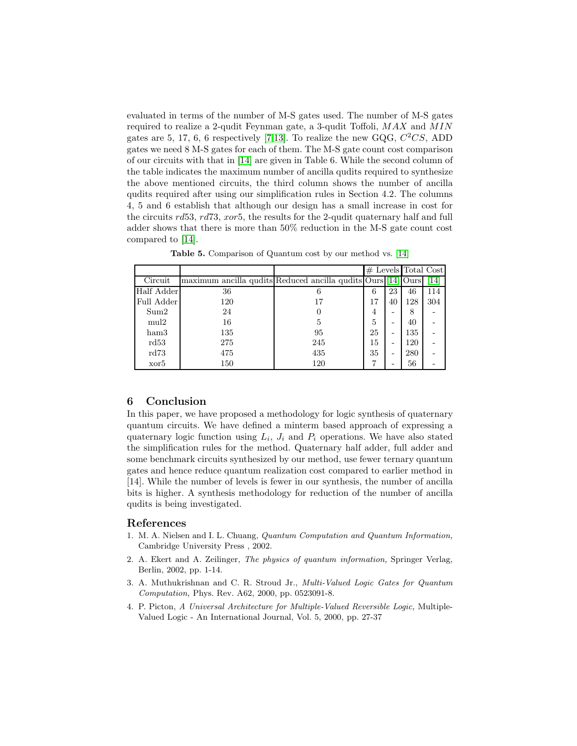evaluated in terms of the number of M-S gates used. The number of M-S gates required to realize a 2-qudit Feynman gate, a 3-qudit Toffoli, $MAX$ and $MIN$ gates are 5, 17, 6, 6 respectively [7,13]. To realize the new GQG, $C^2CS$, ADD gates we need 8 M-S gates for each of them. The M-S gate count cost comparison of our circuits with that in [14] are given in Table 6. While the second column of the table indicates the maximum number of ancilla qudits required to synthesize the above mentioned circuits, the third column shows the number of ancilla qudits required after using our simplification rules in Section 4.2. The columns 4, 5 and 6 establish that although our design has a small increase in cost for the circuits $rd53$, $rd73$, $xor5$, the results for the 2-qudit quaternary half and full adder shows that there is more than 50% reduction in the M-S gate count cost compared to [14].

**Table 5.** Comparison of Quantum cost by our method vs. [14]

| | | | # Levels | | Total Cost | |
|---|---|---|---|---|---|---|
| Circuit | maximum ancilla qudits | Reduced ancilla qudits | Ours | [14] | Ours | [14] |
| Half Adder | 36 | 6 | 6 | 23 | 46 | 114 |
| Full Adder | 120 | 17 | 17 | 40 | 128 | 304 |
| Sum2 | 24 | 0 | 4 | - | 8 | - |
| mul2 | 16 | 5 | 5 | - | 40 | - |
| ham3 | 135 | 95 | 25 | - | 135 | - |
| rd53 | 275 | 245 | 15 | - | 120 | - |
| rd73 | 475 | 435 | 35 | - | 280 | - |
| xor5 | 150 | 120 | 7 | - | 56 | - |

## 6 Conclusion

In this paper, we have proposed a methodology for logic synthesis of quaternary quantum circuits. We have defined a minterm based approach of expressing a quaternary logic function using $L_i$, $J_i$ and $P_i$ operations. We have also stated the simplification rules for the method. Quaternary half adder, full adder and some benchmark circuits synthesized by our method, use fewer ternary quantum gates and hence reduce quantum realization cost compared to earlier method in [14]. While the number of levels is fewer in our synthesis, the number of ancilla bits is higher. A synthesis methodology for reduction of the number of ancilla qudits is being investigated.

## References

1. M. A. Nielsen and I. L. Chuang, *Quantum Computation and Quantum Information,* Cambridge University Press , 2002.
2. A. Ekert and A. Zeilinger, *The physics of quantum information,* Springer Verlag, Berlin, 2002, pp. 1-14.
3. A. Muthukrishnan and C. R. Stroud Jr., *Multi-Valued Logic Gates for Quantum Computation,* Phys. Rev. A62, 2000, pp. 0523091-8.
4. P. Picton, *A Universal Architecture for Multiple-Valued Reversible Logic,* Multiple-Valued Logic - An International Journal, Vol. 5, 2000, pp. 27-37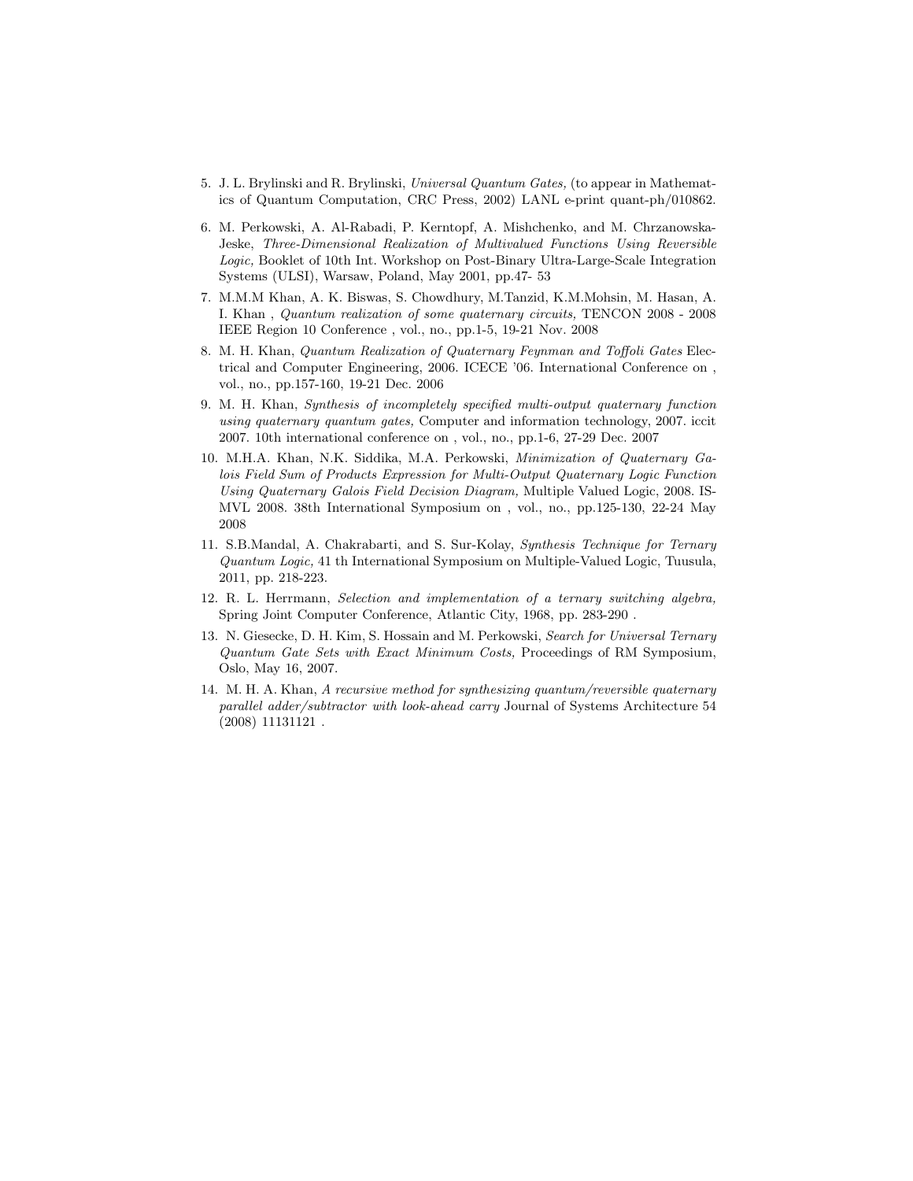5. J. L. Brylinski and R. Brylinski, *Universal Quantum Gates,* (to appear in Mathematics of Quantum Computation, CRC Press, 2002) LANL e-print quant-ph/010862.
6. M. Perkowski, A. Al-Rabadi, P. Kerntopf, A. Mishchenko, and M. Chrzanowska-Jeske, *Three-Dimensional Realization of Multivalued Functions Using Reversible Logic,* Booklet of 10th Int. Workshop on Post-Binary Ultra-Large-Scale Integration Systems (ULSI), Warsaw, Poland, May 2001, pp.47- 53
7. M.M.M Khan, A. K. Biswas, S. Chowdhury, M.Tanzid, K.M.Mohsin, M. Hasan, A. I. Khan , *Quantum realization of some quaternary circuits,* TENCON 2008 - 2008 IEEE Region 10 Conference , vol., no., pp.1-5, 19-21 Nov. 2008
8. M. H. Khan, *Quantum Realization of Quaternary Feynman and Toffoli Gates* Electrical and Computer Engineering, 2006. ICECE '06. International Conference on , vol., no., pp.157-160, 19-21 Dec. 2006
9. M. H. Khan, *Synthesis of incompletely specified multi-output quaternary function using quaternary quantum gates,* Computer and information technology, 2007. iccit 2007. 10th international conference on , vol., no., pp.1-6, 27-29 Dec. 2007
10. M.H.A. Khan, N.K. Siddika, M.A. Perkowski, *Minimization of Quaternary Galois Field Sum of Products Expression for Multi-Output Quaternary Logic Function Using Quaternary Galois Field Decision Diagram,* Multiple Valued Logic, 2008. ISMVL 2008. 38th International Symposium on , vol., no., pp.125-130, 22-24 May 2008
11. S.B.Mandal, A. Chakrabarti, and S. Sur-Kolay, *Synthesis Technique for Ternary Quantum Logic,* 41 th International Symposium on Multiple-Valued Logic, Tuusula, 2011, pp. 218-223.
12. R. L. Herrmann, *Selection and implementation of a ternary switching algebra,* Spring Joint Computer Conference, Atlantic City, 1968, pp. 283-290 .
13. N. Giesecke, D. H. Kim, S. Hossain and M. Perkowski, *Search for Universal Ternary Quantum Gate Sets with Exact Minimum Costs,* Proceedings of RM Symposium, Oslo, May 16, 2007.
14. M. H. A. Khan, *A recursive method for synthesizing quantum/reversible quaternary parallel adder/subtractor with look-ahead carry* Journal of Systems Architecture 54 (2008) 11131121 .